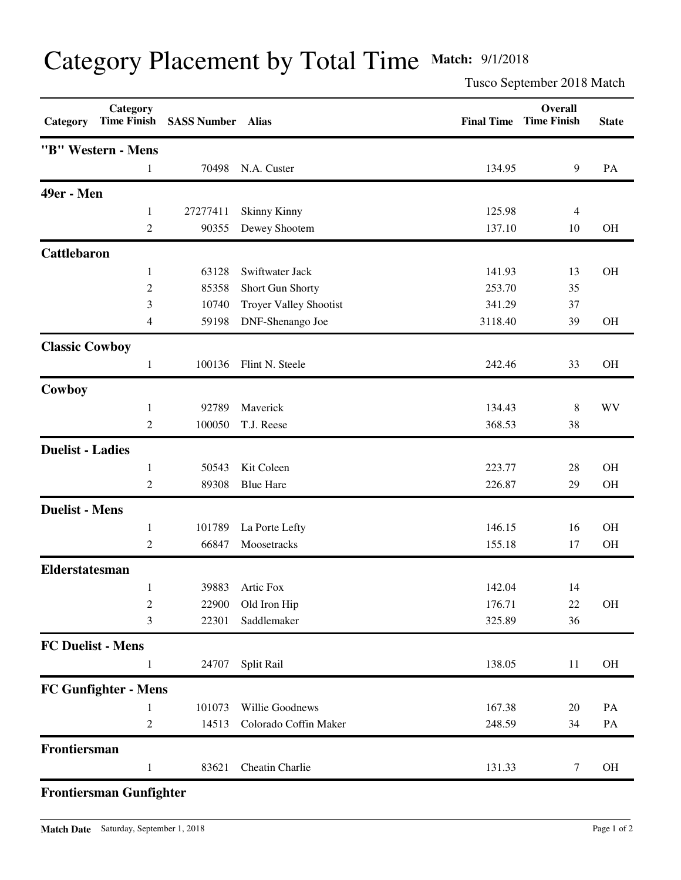# Category Placement by Total Time

**Match:** 9/1/2018

Tusco September 2018 Match

| Category | Category Time Finish | SASS Number | Alias | Final Time | Overall Time Finish | State |
|---|---|---|---|---|---|---|
| **"B" Western - Mens** | | | | | | |
| | 1 | 70498 | N.A. Custer | 134.95 | 9 | PA |
| **49er - Men** | | | | | | |
| | 1 | 27277411 | Skinny Kinny | 125.98 | 4 | |
| | 2 | 90355 | Dewey Shootem | 137.10 | 10 | OH |
| **Cattlebaron** | | | | | | |
| | 1 | 63128 | Swiftwater Jack | 141.93 | 13 | OH |
| | 2 | 85358 | Short Gun Shorty | 253.70 | 35 | |
| | 3 | 10740 | Troyer Valley Shootist | 341.29 | 37 | |
| | 4 | 59198 | DNF-Shenango Joe | 3118.40 | 39 | OH |
| **Classic Cowboy** | | | | | | |
| | 1 | 100136 | Flint N. Steele | 242.46 | 33 | OH |
| **Cowboy** | | | | | | |
| | 1 | 92789 | Maverick | 134.43 | 8 | WV |
| | 2 | 100050 | T.J. Reese | 368.53 | 38 | |
| **Duelist - Ladies** | | | | | | |
| | 1 | 50543 | Kit Coleen | 223.77 | 28 | OH |
| | 2 | 89308 | Blue Hare | 226.87 | 29 | OH |
| **Duelist - Mens** | | | | | | |
| | 1 | 101789 | La Porte Lefty | 146.15 | 16 | OH |
| | 2 | 66847 | Moosetracks | 155.18 | 17 | OH |
| **Elderstatesman** | | | | | | |
| | 1 | 39883 | Artic Fox | 142.04 | 14 | |
| | 2 | 22900 | Old Iron Hip | 176.71 | 22 | OH |
| | 3 | 22301 | Saddlemaker | 325.89 | 36 | |
| **FC Duelist - Mens** | | | | | | |
| | 1 | 24707 | Split Rail | 138.05 | 11 | OH |
| **FC Gunfighter - Mens** | | | | | | |
| | 1 | 101073 | Willie Goodnews | 167.38 | 20 | PA |
| | 2 | 14513 | Colorado Coffin Maker | 248.59 | 34 | PA |
| **Frontiersman** | | | | | | |
| | 1 | 83621 | Cheatin Charlie | 131.33 | 7 | OH |
| **Frontiersman Gunfighter** | | | | | | |

Match Date Saturday, September 1, 2018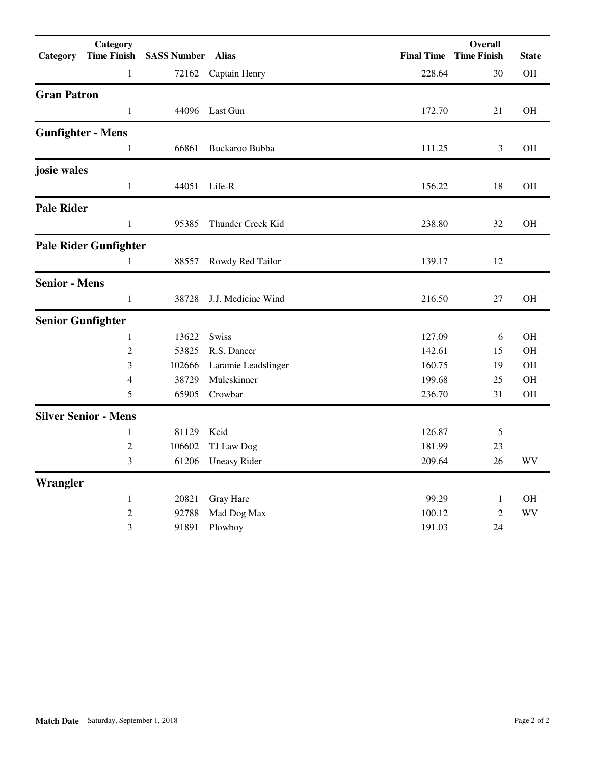| Category | Category Time Finish | SASS Number | Alias | Final Time | Overall Time Finish | State |
|---|---|---|---|---|---|---|
| | 1 | 72162 | Captain Henry | 228.64 | 30 | OH |
| **Gran Patron** | | | | | | |
| | 1 | 44096 | Last Gun | 172.70 | 21 | OH |
| **Gunfighter - Mens** | | | | | | |
| | 1 | 66861 | Buckaroo Bubba | 111.25 | 3 | OH |
| **josie wales** | | | | | | |
| | 1 | 44051 | Life-R | 156.22 | 18 | OH |
| **Pale Rider** | | | | | | |
| | 1 | 95385 | Thunder Creek Kid | 238.80 | 32 | OH |
| **Pale Rider Gunfighter** | | | | | | |
| | 1 | 88557 | Rowdy Red Tailor | 139.17 | 12 | |
| **Senior - Mens** | | | | | | |
| | 1 | 38728 | J.J. Medicine Wind | 216.50 | 27 | OH |
| **Senior Gunfighter** | | | | | | |
| | 1 | 13622 | Swiss | 127.09 | 6 | OH |
| | 2 | 53825 | R.S. Dancer | 142.61 | 15 | OH |
| | 3 | 102666 | Laramie Leadslinger | 160.75 | 19 | OH |
| | 4 | 38729 | Muleskinner | 199.68 | 25 | OH |
| | 5 | 65905 | Crowbar | 236.70 | 31 | OH |
| **Silver Senior - Mens** | | | | | | |
| | 1 | 81129 | Kcid | 126.87 | 5 | |
| | 2 | 106602 | TJ Law Dog | 181.99 | 23 | |
| | 3 | 61206 | Uneasy Rider | 209.64 | 26 | WV |
| **Wrangler** | | | | | | |
| | 1 | 20821 | Gray Hare | 99.29 | 1 | OH |
| | 2 | 92788 | Mad Dog Max | 100.12 | 2 | WV |
| | 3 | 91891 | Plowboy | 191.03 | 24 | |

**Match Date** Saturday, September 1, 2018